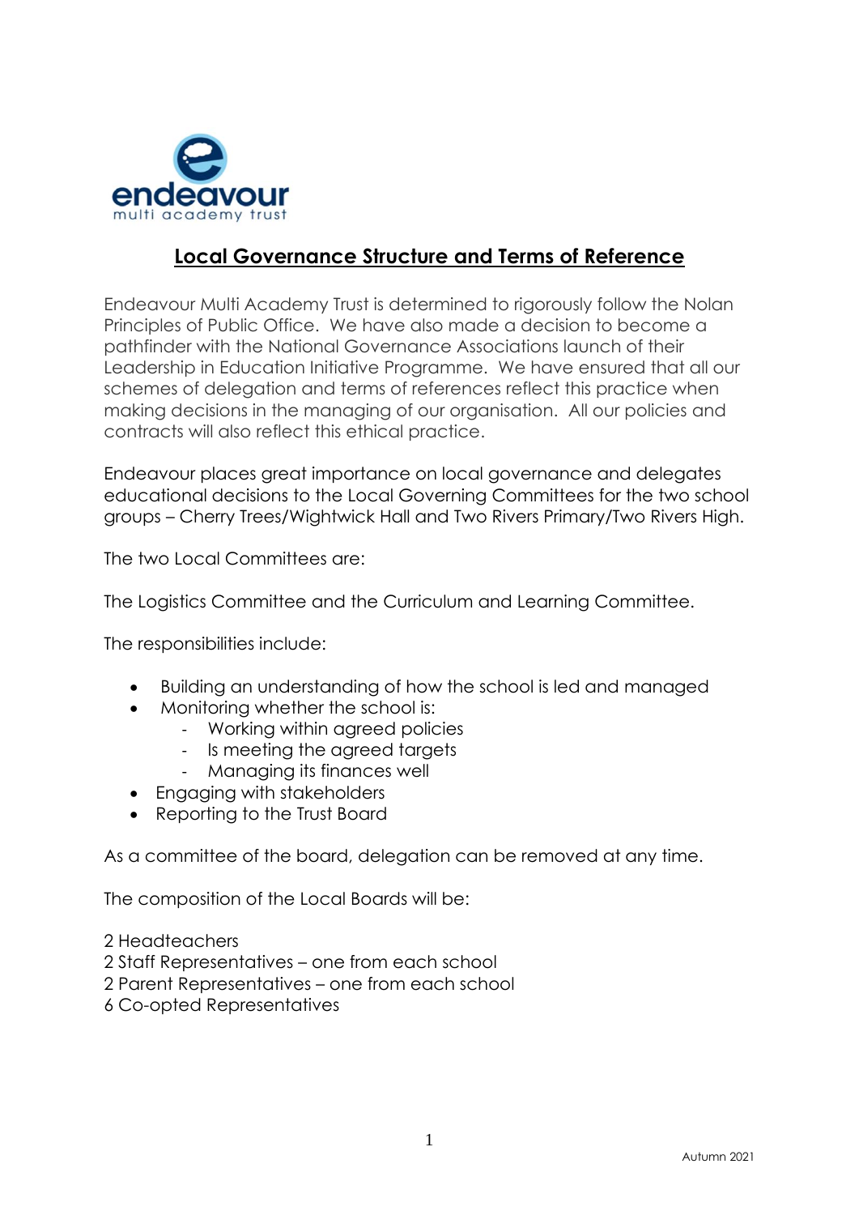# Local Governance Structure and Terms of Reference

Endeavour Multi Academy Trust is determined to rigorously follow the Nolan Principles of Public Office. We have also made a decision to become a pathfinder with the National Governance Associations launch of their Leadership in Education Initiative Programme. We have ensured that all our schemes of delegation and terms of references reflect this practice when making decisions in the managing of our organisation. All our policies and contracts will also reflect this ethical practice.

Endeavour places great importance on local governance and delegates educational decisions to the Local Governing Committees for the two school groups – Cherry Trees/Wightwick Hall and Two Rivers Primary/Two Rivers High.

The two Local Committees are:

The Logistics Committee and the Curriculum and Learning Committee.

The responsibilities include:

- Building an understanding of how the school is led and managed
- Monitoring whether the school is:
  - Working within agreed policies
  - Is meeting the agreed targets
  - Managing its finances well
- Engaging with stakeholders
- Reporting to the Trust Board

As a committee of the board, delegation can be removed at any time.

The composition of the Local Boards will be:

2 Headteachers
2 Staff Representatives – one from each school
2 Parent Representatives – one from each school
6 Co-opted Representatives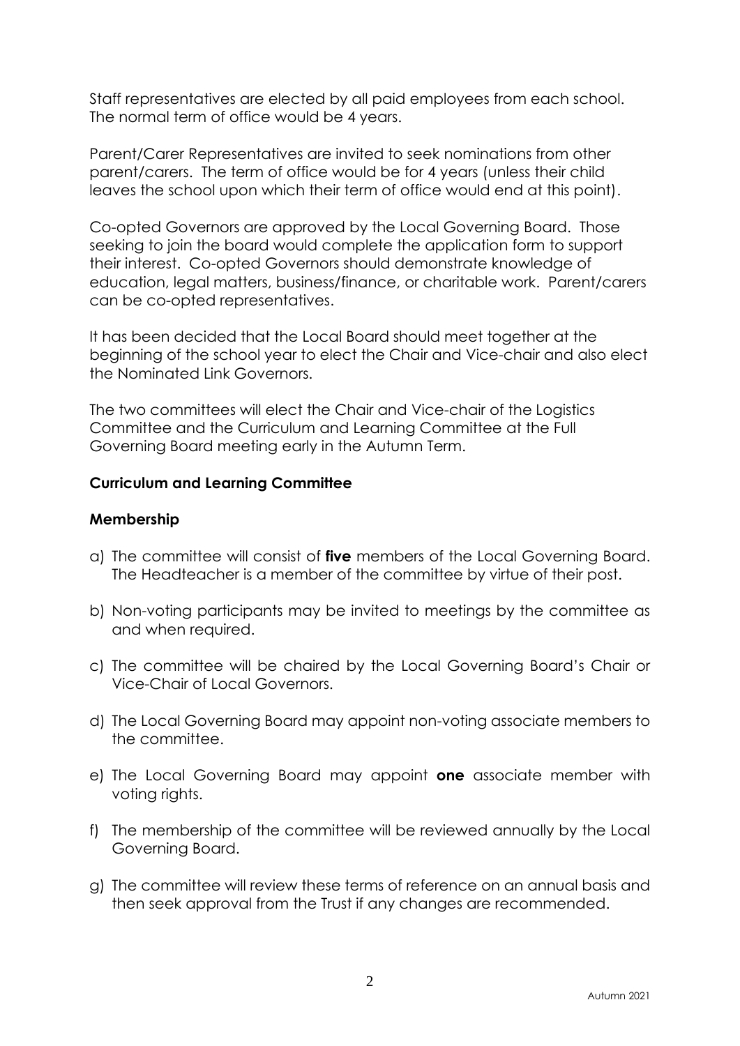Staff representatives are elected by all paid employees from each school. The normal term of office would be 4 years.

Parent/Carer Representatives are invited to seek nominations from other parent/carers. The term of office would be for 4 years (unless their child leaves the school upon which their term of office would end at this point).

Co-opted Governors are approved by the Local Governing Board. Those seeking to join the board would complete the application form to support their interest. Co-opted Governors should demonstrate knowledge of education, legal matters, business/finance, or charitable work. Parent/carers can be co-opted representatives.

It has been decided that the Local Board should meet together at the beginning of the school year to elect the Chair and Vice-chair and also elect the Nominated Link Governors.

The two committees will elect the Chair and Vice-chair of the Logistics Committee and the Curriculum and Learning Committee at the Full Governing Board meeting early in the Autumn Term.

**Curriculum and Learning Committee**

**Membership**

a) The committee will consist of **five** members of the Local Governing Board. The Headteacher is a member of the committee by virtue of their post.

b) Non-voting participants may be invited to meetings by the committee as and when required.

c) The committee will be chaired by the Local Governing Board's Chair or Vice-Chair of Local Governors.

d) The Local Governing Board may appoint non-voting associate members to the committee.

e) The Local Governing Board may appoint **one** associate member with voting rights.

f) The membership of the committee will be reviewed annually by the Local Governing Board.

g) The committee will review these terms of reference on an annual basis and then seek approval from the Trust if any changes are recommended.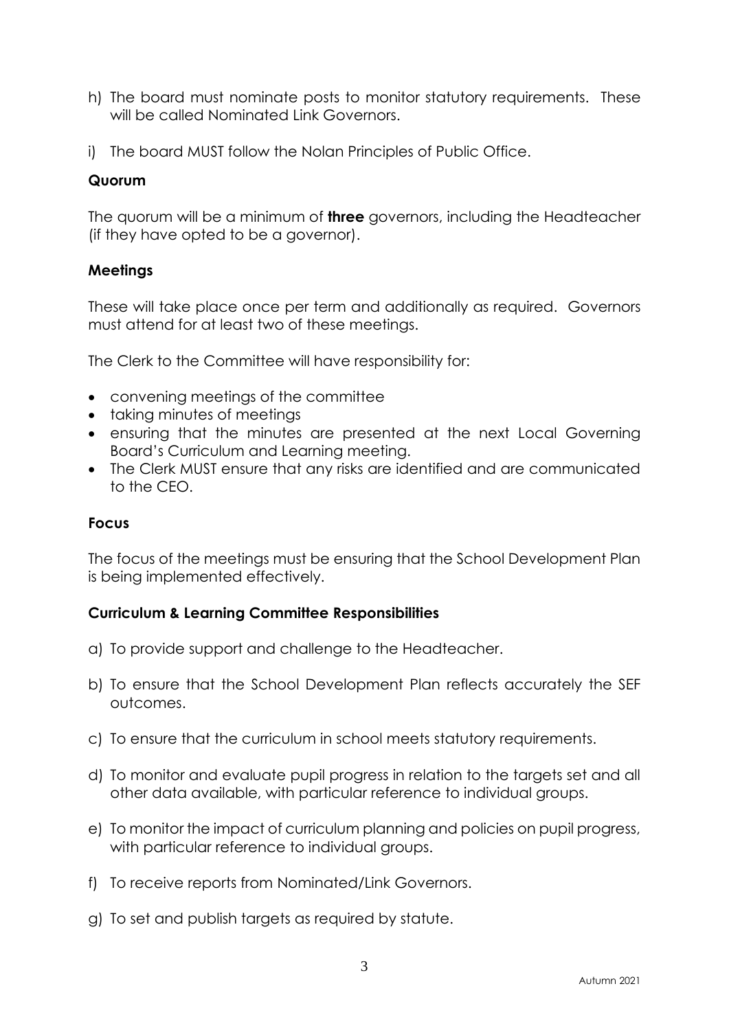h) The board must nominate posts to monitor statutory requirements. These will be called Nominated Link Governors.

i) The board MUST follow the Nolan Principles of Public Office.

### Quorum

The quorum will be a minimum of **three** governors, including the Headteacher (if they have opted to be a governor).

### Meetings

These will take place once per term and additionally as required. Governors must attend for at least two of these meetings.

The Clerk to the Committee will have responsibility for:

- convening meetings of the committee
- taking minutes of meetings
- ensuring that the minutes are presented at the next Local Governing Board's Curriculum and Learning meeting.
- The Clerk MUST ensure that any risks are identified and are communicated to the CEO.

### Focus

The focus of the meetings must be ensuring that the School Development Plan is being implemented effectively.

### Curriculum & Learning Committee Responsibilities

a) To provide support and challenge to the Headteacher.

b) To ensure that the School Development Plan reflects accurately the SEF outcomes.

c) To ensure that the curriculum in school meets statutory requirements.

d) To monitor and evaluate pupil progress in relation to the targets set and all other data available, with particular reference to individual groups.

e) To monitor the impact of curriculum planning and policies on pupil progress, with particular reference to individual groups.

f) To receive reports from Nominated/Link Governors.

g) To set and publish targets as required by statute.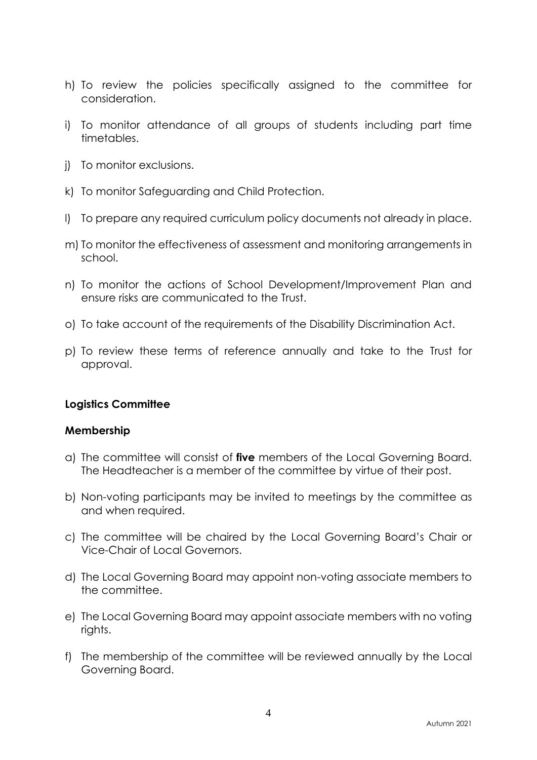h) To review the policies specifically assigned to the committee for consideration.

i) To monitor attendance of all groups of students including part time timetables.

j) To monitor exclusions.

k) To monitor Safeguarding and Child Protection.

l) To prepare any required curriculum policy documents not already in place.

m) To monitor the effectiveness of assessment and monitoring arrangements in school.

n) To monitor the actions of School Development/Improvement Plan and ensure risks are communicated to the Trust.

o) To take account of the requirements of the Disability Discrimination Act.

p) To review these terms of reference annually and take to the Trust for approval.

**Logistics Committee**

**Membership**

a) The committee will consist of **five** members of the Local Governing Board. The Headteacher is a member of the committee by virtue of their post.

b) Non-voting participants may be invited to meetings by the committee as and when required.

c) The committee will be chaired by the Local Governing Board's Chair or Vice-Chair of Local Governors.

d) The Local Governing Board may appoint non-voting associate members to the committee.

e) The Local Governing Board may appoint associate members with no voting rights.

f) The membership of the committee will be reviewed annually by the Local Governing Board.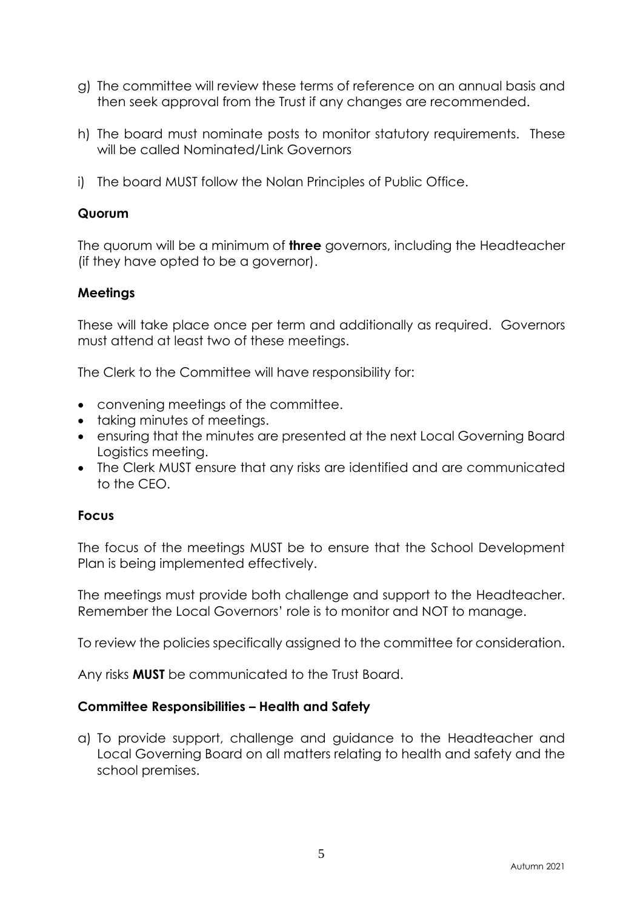g) The committee will review these terms of reference on an annual basis and then seek approval from the Trust if any changes are recommended.

h) The board must nominate posts to monitor statutory requirements. These will be called Nominated/Link Governors

i) The board MUST follow the Nolan Principles of Public Office.

**Quorum**

The quorum will be a minimum of **three** governors, including the Headteacher (if they have opted to be a governor).

**Meetings**

These will take place once per term and additionally as required. Governors must attend at least two of these meetings.

The Clerk to the Committee will have responsibility for:

- convening meetings of the committee.
- taking minutes of meetings.
- ensuring that the minutes are presented at the next Local Governing Board Logistics meeting.
- The Clerk MUST ensure that any risks are identified and are communicated to the CEO.

**Focus**

The focus of the meetings MUST be to ensure that the School Development Plan is being implemented effectively.

The meetings must provide both challenge and support to the Headteacher. Remember the Local Governors' role is to monitor and NOT to manage.

To review the policies specifically assigned to the committee for consideration.

Any risks **MUST** be communicated to the Trust Board.

**Committee Responsibilities – Health and Safety**

a) To provide support, challenge and guidance to the Headteacher and Local Governing Board on all matters relating to health and safety and the school premises.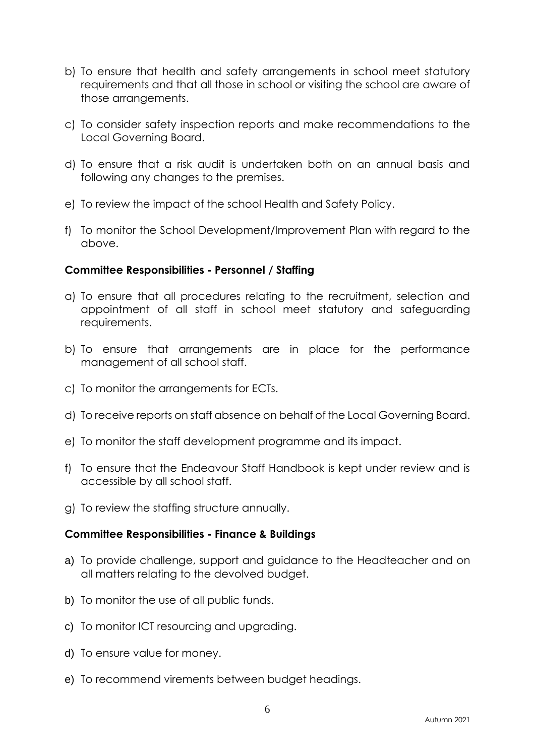b) To ensure that health and safety arrangements in school meet statutory requirements and that all those in school or visiting the school are aware of those arrangements.

c) To consider safety inspection reports and make recommendations to the Local Governing Board.

d) To ensure that a risk audit is undertaken both on an annual basis and following any changes to the premises.

e) To review the impact of the school Health and Safety Policy.

f) To monitor the School Development/Improvement Plan with regard to the above.

**Committee Responsibilities - Personnel / Staffing**

a) To ensure that all procedures relating to the recruitment, selection and appointment of all staff in school meet statutory and safeguarding requirements.

b) To ensure that arrangements are in place for the performance management of all school staff.

c) To monitor the arrangements for ECTs.

d) To receive reports on staff absence on behalf of the Local Governing Board.

e) To monitor the staff development programme and its impact.

f) To ensure that the Endeavour Staff Handbook is kept under review and is accessible by all school staff.

g) To review the staffing structure annually.

**Committee Responsibilities - Finance & Buildings**

a) To provide challenge, support and guidance to the Headteacher and on all matters relating to the devolved budget.

b) To monitor the use of all public funds.

c) To monitor ICT resourcing and upgrading.

d) To ensure value for money.

e) To recommend virements between budget headings.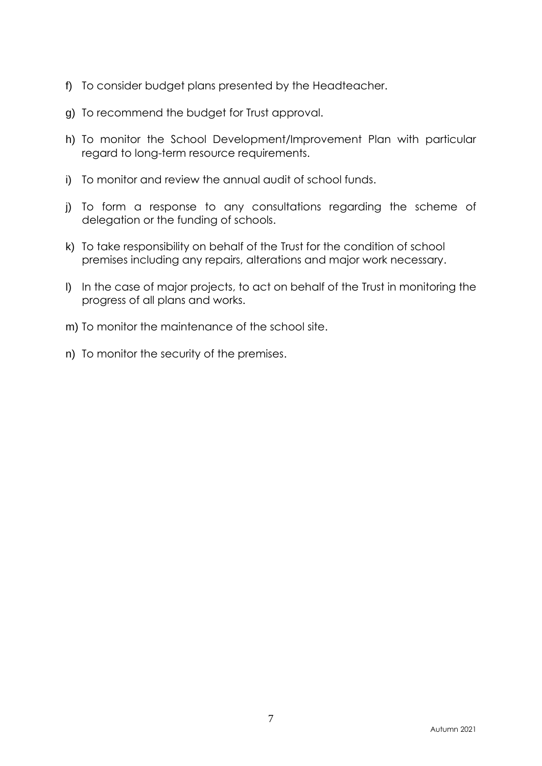f) To consider budget plans presented by the Headteacher.

g) To recommend the budget for Trust approval.

h) To monitor the School Development/Improvement Plan with particular regard to long-term resource requirements.

i) To monitor and review the annual audit of school funds.

j) To form a response to any consultations regarding the scheme of delegation or the funding of schools.

k) To take responsibility on behalf of the Trust for the condition of school premises including any repairs, alterations and major work necessary.

l) In the case of major projects, to act on behalf of the Trust in monitoring the progress of all plans and works.

m) To monitor the maintenance of the school site.

n) To monitor the security of the premises.